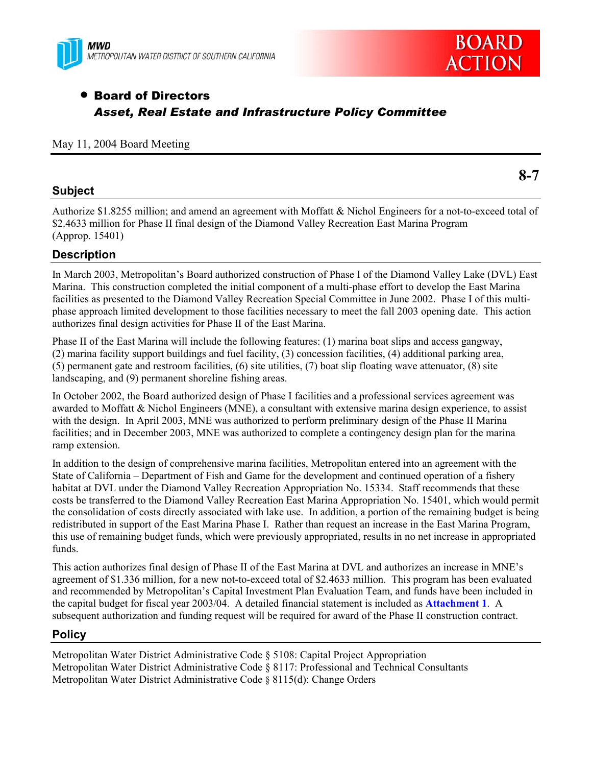MWD
METROPOLITAN WATER DISTRICT OF SOUTHERN CALIFORNIA

BOARD ACTION

- **Board of Directors**
  ***Asset, Real Estate and Infrastructure Policy Committee***

May 11, 2004 Board Meeting

**8-7**

## Subject

Authorize $1.8255 million; and amend an agreement with Moffatt & Nichol Engineers for a not-to-exceed total of $2.4633 million for Phase II final design of the Diamond Valley Recreation East Marina Program (Approp. 15401)

## Description

In March 2003, Metropolitan's Board authorized construction of Phase I of the Diamond Valley Lake (DVL) East Marina. This construction completed the initial component of a multi-phase effort to develop the East Marina facilities as presented to the Diamond Valley Recreation Special Committee in June 2002. Phase I of this multi-phase approach limited development to those facilities necessary to meet the fall 2003 opening date. This action authorizes final design activities for Phase II of the East Marina.

Phase II of the East Marina will include the following features: (1) marina boat slips and access gangway, (2) marina facility support buildings and fuel facility, (3) concession facilities, (4) additional parking area, (5) permanent gate and restroom facilities, (6) site utilities, (7) boat slip floating wave attenuator, (8) site landscaping, and (9) permanent shoreline fishing areas.

In October 2002, the Board authorized design of Phase I facilities and a professional services agreement was awarded to Moffatt & Nichol Engineers (MNE), a consultant with extensive marina design experience, to assist with the design. In April 2003, MNE was authorized to perform preliminary design of the Phase II Marina facilities; and in December 2003, MNE was authorized to complete a contingency design plan for the marina ramp extension.

In addition to the design of comprehensive marina facilities, Metropolitan entered into an agreement with the State of California – Department of Fish and Game for the development and continued operation of a fishery habitat at DVL under the Diamond Valley Recreation Appropriation No. 15334. Staff recommends that these costs be transferred to the Diamond Valley Recreation East Marina Appropriation No. 15401, which would permit the consolidation of costs directly associated with lake use. In addition, a portion of the remaining budget is being redistributed in support of the East Marina Phase I. Rather than request an increase in the East Marina Program, this use of remaining budget funds, which were previously appropriated, results in no net increase in appropriated funds.

This action authorizes final design of Phase II of the East Marina at DVL and authorizes an increase in MNE's agreement of $1.336 million, for a new not-to-exceed total of $2.4633 million. This program has been evaluated and recommended by Metropolitan's Capital Investment Plan Evaluation Team, and funds have been included in the capital budget for fiscal year 2003/04. A detailed financial statement is included as **Attachment 1**. A subsequent authorization and funding request will be required for award of the Phase II construction contract.

## Policy

Metropolitan Water District Administrative Code § 5108: Capital Project Appropriation
Metropolitan Water District Administrative Code § 8117: Professional and Technical Consultants
Metropolitan Water District Administrative Code § 8115(d): Change Orders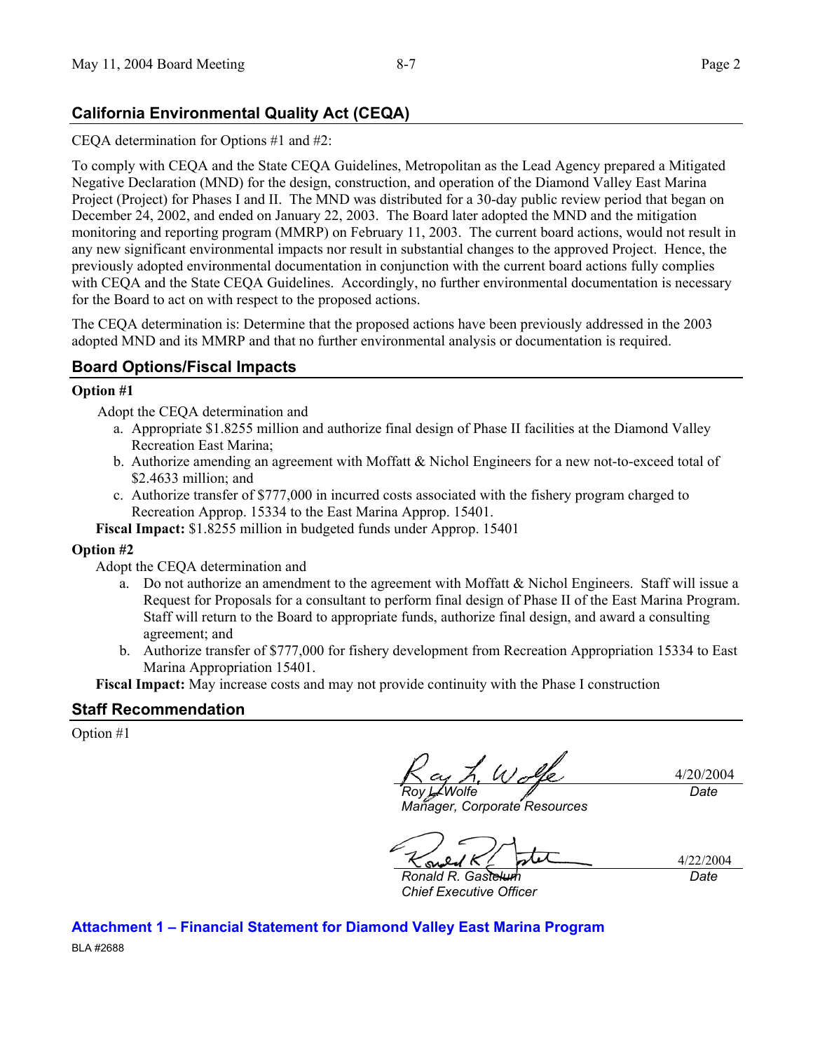## California Environmental Quality Act (CEQA)

CEQA determination for Options #1 and #2:

To comply with CEQA and the State CEQA Guidelines, Metropolitan as the Lead Agency prepared a Mitigated Negative Declaration (MND) for the design, construction, and operation of the Diamond Valley East Marina Project (Project) for Phases I and II. The MND was distributed for a 30-day public review period that began on December 24, 2002, and ended on January 22, 2003. The Board later adopted the MND and the mitigation monitoring and reporting program (MMRP) on February 11, 2003. The current board actions, would not result in any new significant environmental impacts nor result in substantial changes to the approved Project. Hence, the previously adopted environmental documentation in conjunction with the current board actions fully complies with CEQA and the State CEQA Guidelines. Accordingly, no further environmental documentation is necessary for the Board to act on with respect to the proposed actions.

The CEQA determination is: Determine that the proposed actions have been previously addressed in the 2003 adopted MND and its MMRP and that no further environmental analysis or documentation is required.

## Board Options/Fiscal Impacts

**Option #1**

Adopt the CEQA determination and

a. Appropriate $1.8255 million and authorize final design of Phase II facilities at the Diamond Valley Recreation East Marina;
b. Authorize amending an agreement with Moffatt & Nichol Engineers for a new not-to-exceed total of $2.4633 million; and
c. Authorize transfer of $777,000 in incurred costs associated with the fishery program charged to Recreation Approp. 15334 to the East Marina Approp. 15401.

**Fiscal Impact:** $1.8255 million in budgeted funds under Approp. 15401

**Option #2**

Adopt the CEQA determination and

a. Do not authorize an amendment to the agreement with Moffatt & Nichol Engineers. Staff will issue a Request for Proposals for a consultant to perform final design of Phase II of the East Marina Program. Staff will return to the Board to appropriate funds, authorize final design, and award a consulting agreement; and
b. Authorize transfer of $777,000 for fishery development from Recreation Appropriation 15334 to East Marina Appropriation 15401.

**Fiscal Impact:** May increase costs and may not provide continuity with the Phase I construction

## Staff Recommendation

Option #1

*Roy L. Wolfe*
*Manager, Corporate Resources*
4/20/2004
*Date*

*Ronald R. Gastelum*
*Chief Executive Officer*
4/22/2004
*Date*

**Attachment 1 – Financial Statement for Diamond Valley East Marina Program**

BLA #2688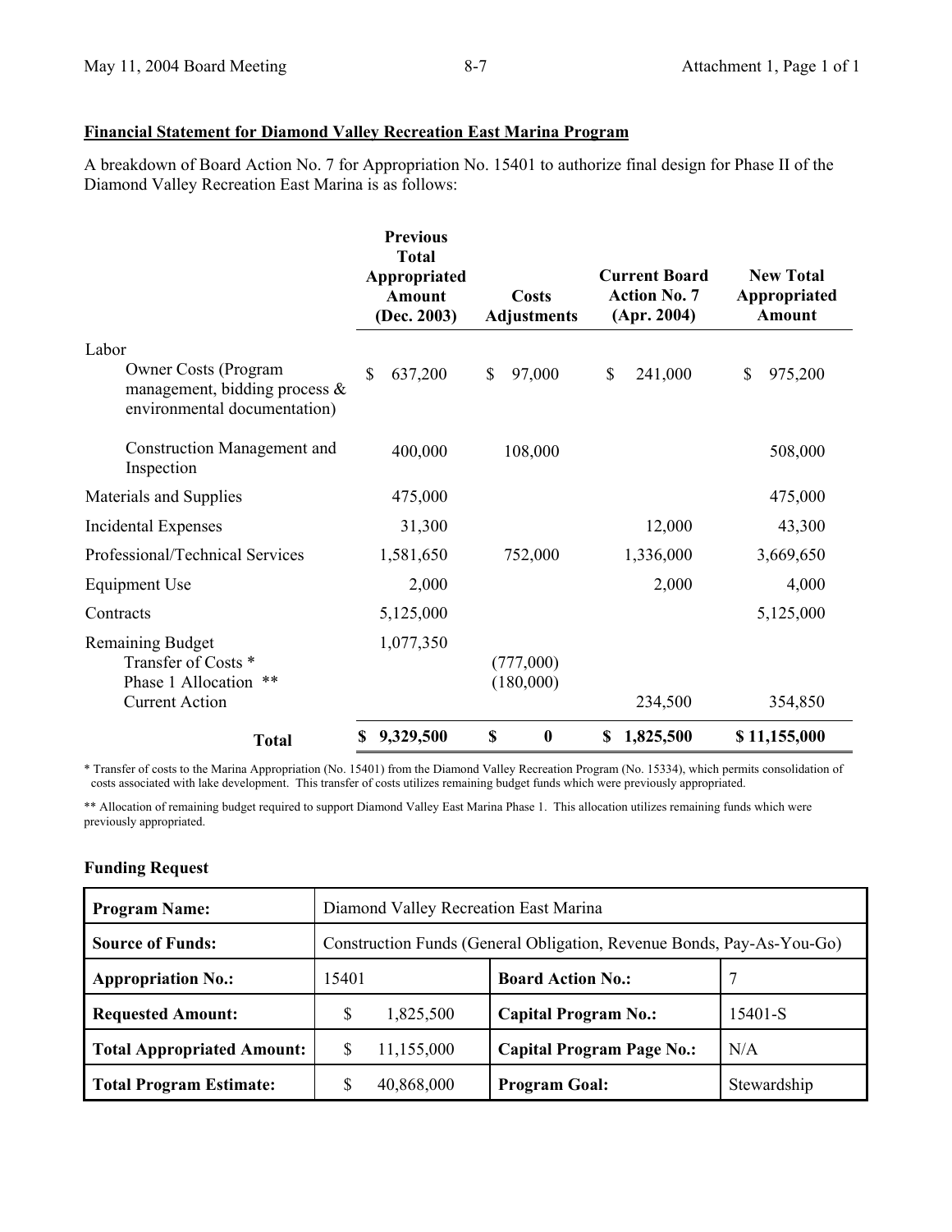**Financial Statement for Diamond Valley Recreation East Marina Program**

A breakdown of Board Action No. 7 for Appropriation No. 15401 to authorize final design for Phase II of the Diamond Valley Recreation East Marina is as follows:

| | Previous Total Appropriated Amount (Dec. 2003) | Costs Adjustments | Current Board Action No. 7 (Apr. 2004) | New Total Appropriated Amount |
|---|---|---|---|---|
| Labor | | | | |
| Owner Costs (Program management, bidding process & environmental documentation) | $ 637,200 | $ 97,000 | $ 241,000 | $ 975,200 |
| Construction Management and Inspection | 400,000 | 108,000 | | 508,000 |
| Materials and Supplies | 475,000 | | | 475,000 |
| Incidental Expenses | 31,300 | | 12,000 | 43,300 |
| Professional/Technical Services | 1,581,650 | 752,000 | 1,336,000 | 3,669,650 |
| Equipment Use | 2,000 | | 2,000 | 4,000 |
| Contracts | 5,125,000 | | | 5,125,000 |
| Remaining Budget | 1,077,350 | | | |
| Transfer of Costs * | | (777,000) | | |
| Phase 1 Allocation ** | | (180,000) | | |
| Current Action | | | 234,500 | 354,850 |
| **Total** | **$ 9,329,500** | **$ 0** | **$ 1,825,500** | **$ 11,155,000** |

\* Transfer of costs to the Marina Appropriation (No. 15401) from the Diamond Valley Recreation Program (No. 15334), which permits consolidation of costs associated with lake development. This transfer of costs utilizes remaining budget funds which were previously appropriated.

\*\* Allocation of remaining budget required to support Diamond Valley East Marina Phase 1. This allocation utilizes remaining funds which were previously appropriated.

**Funding Request**

| | | | |
|---|---|---|---|
| **Program Name:** | Diamond Valley Recreation East Marina | | |
| **Source of Funds:** | Construction Funds (General Obligation, Revenue Bonds, Pay-As-You-Go) | | |
| **Appropriation No.:** | 15401 | **Board Action No.:** | 7 |
| **Requested Amount:** | $ 1,825,500 | **Capital Program No.:** | 15401-S |
| **Total Appropriated Amount:** | $ 11,155,000 | **Capital Program Page No.:** | N/A |
| **Total Program Estimate:** | $ 40,868,000 | **Program Goal:** | Stewardship |